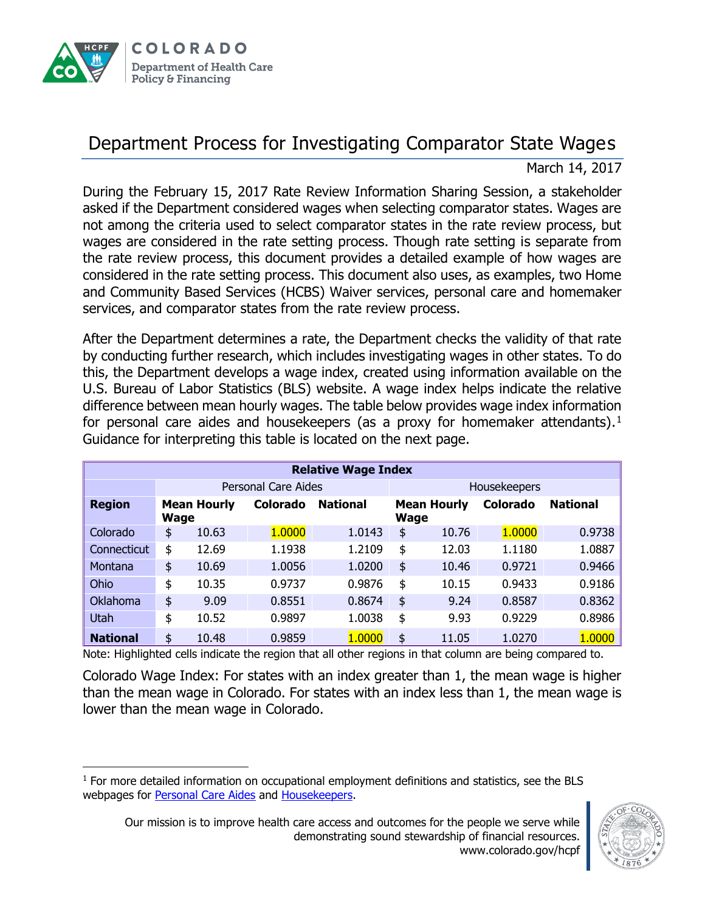COLORADO
Department of Health Care Policy & Financing

# Department Process for Investigating Comparator State Wages

March 14, 2017

During the February 15, 2017 Rate Review Information Sharing Session, a stakeholder asked if the Department considered wages when selecting comparator states. Wages are not among the criteria used to select comparator states in the rate review process, but wages are considered in the rate setting process. Though rate setting is separate from the rate review process, this document provides a detailed example of how wages are considered in the rate setting process. This document also uses, as examples, two Home and Community Based Services (HCBS) Waiver services, personal care and homemaker services, and comparator states from the rate review process.

After the Department determines a rate, the Department checks the validity of that rate by conducting further research, which includes investigating wages in other states. To do this, the Department develops a wage index, created using information available on the U.S. Bureau of Labor Statistics (BLS) website. A wage index helps indicate the relative difference between mean hourly wages. The table below provides wage index information for personal care aides and housekeepers (as a proxy for homemaker attendants).[1] Guidance for interpreting this table is located on the next page.

| Relative Wage Index | | | | | | |
|---|---|---|---|---|---|---|
| | Personal Care Aides | | | Housekeepers | | |
| **Region** | **Mean Hourly Wage** | **Colorado** | **National** | **Mean Hourly Wage** | **Colorado** | **National** |
| Colorado | $ 10.63 | 1.0000 | 1.0143 | $ 10.76 | 1.0000 | 0.9738 |
| Connecticut | $ 12.69 | 1.1938 | 1.2109 | $ 12.03 | 1.1180 | 1.0887 |
| Montana | $ 10.69 | 1.0056 | 1.0200 | $ 10.46 | 0.9721 | 0.9466 |
| Ohio | $ 10.35 | 0.9737 | 0.9876 | $ 10.15 | 0.9433 | 0.9186 |
| Oklahoma | $ 9.09 | 0.8551 | 0.8674 | $ 9.24 | 0.8587 | 0.8362 |
| Utah | $ 10.52 | 0.9897 | 1.0038 | $ 9.93 | 0.9229 | 0.8986 |
| **National** | $ 10.48 | 0.9859 | 1.0000 | $ 11.05 | 1.0270 | 1.0000 |

Note: Highlighted cells indicate the region that all other regions in that column are being compared to.

Colorado Wage Index: For states with an index greater than 1, the mean wage is higher than the mean wage in Colorado. For states with an index less than 1, the mean wage is lower than the mean wage in Colorado.

[1] For more detailed information on occupational employment definitions and statistics, see the BLS webpages for Personal Care Aides and Housekeepers.

Our mission is to improve health care access and outcomes for the people we serve while demonstrating sound stewardship of financial resources.
www.colorado.gov/hcpf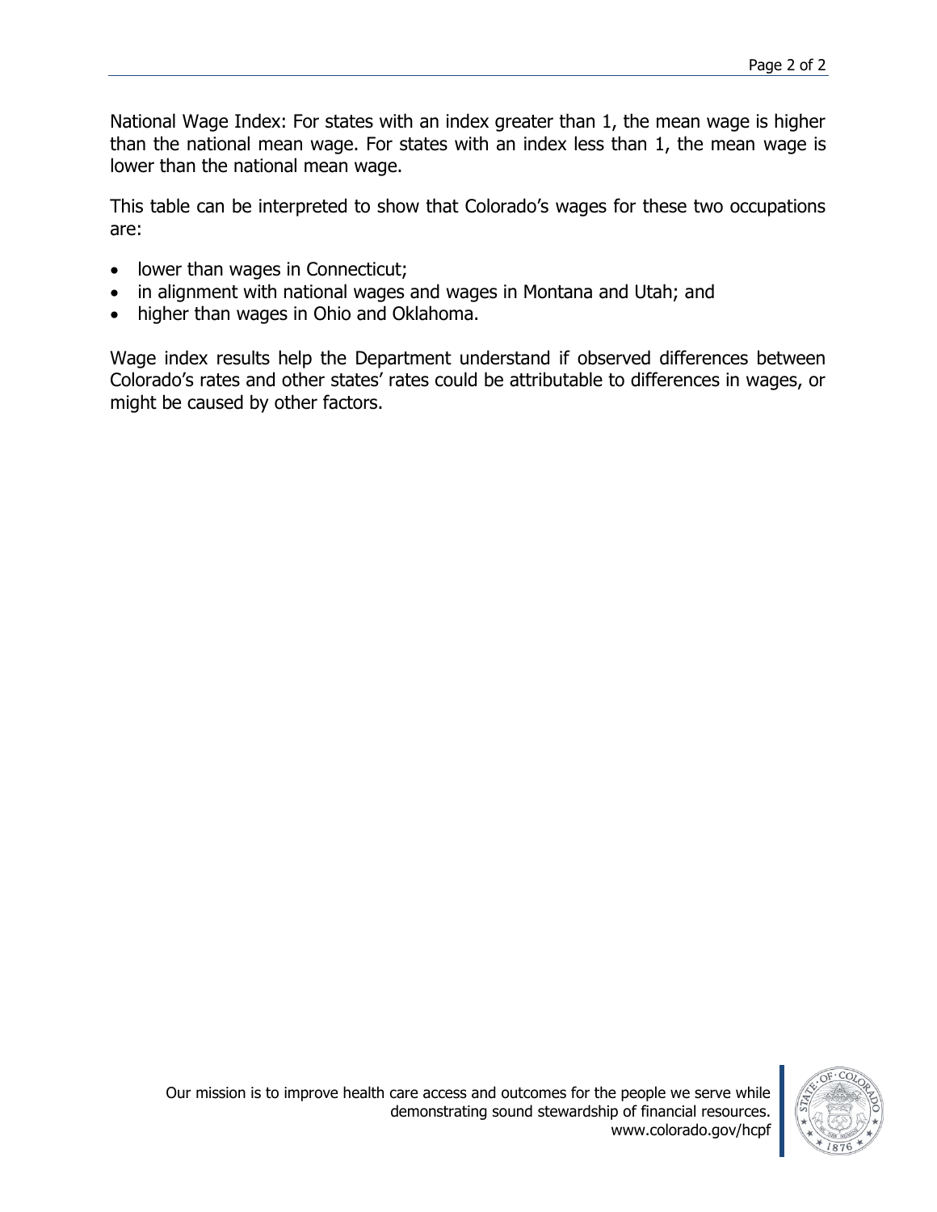National Wage Index: For states with an index greater than 1, the mean wage is higher than the national mean wage. For states with an index less than 1, the mean wage is lower than the national mean wage.

This table can be interpreted to show that Colorado's wages for these two occupations are:

- lower than wages in Connecticut;
- in alignment with national wages and wages in Montana and Utah; and
- higher than wages in Ohio and Oklahoma.

Wage index results help the Department understand if observed differences between Colorado's rates and other states' rates could be attributable to differences in wages, or might be caused by other factors.

Our mission is to improve health care access and outcomes for the people we serve while demonstrating sound stewardship of financial resources.
www.colorado.gov/hcpf